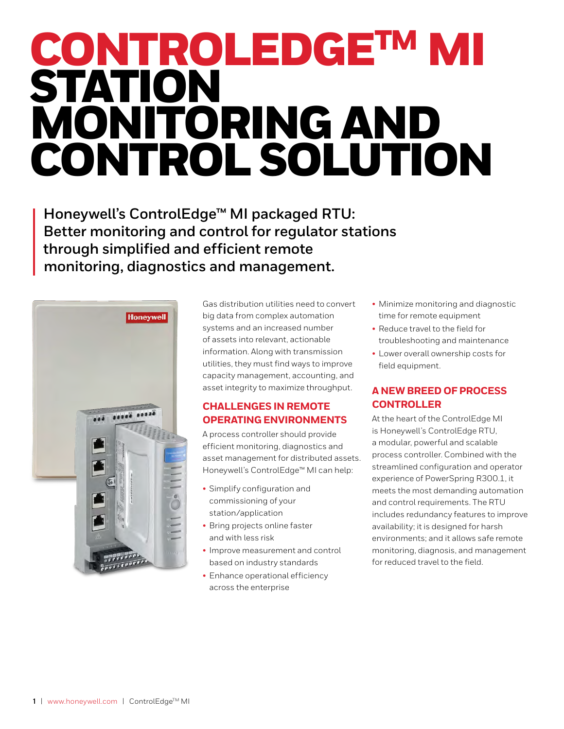# CONTROLEDGE™ MI STATION MONITORING AND CONTROL SOLUTION

**Honeywell's ControlEdge™ MI packaged RTU: Better monitoring and control for regulator stations through simplified and efficient remote monitoring, diagnostics and management.**

Gas distribution utilities need to convert big data from complex automation systems and an increased number of assets into relevant, actionable information. Along with transmission utilities, they must find ways to improve capacity management, accounting, and asset integrity to maximize throughput.

## CHALLENGES IN REMOTE OPERATING ENVIRONMENTS

A process controller should provide efficient monitoring, diagnostics and asset management for distributed assets. Honeywell's ControlEdge™ MI can help:

- Simplify configuration and commissioning of your station/application
- Bring projects online faster and with less risk
- Improve measurement and control based on industry standards
- Enhance operational efficiency across the enterprise
- Minimize monitoring and diagnostic time for remote equipment
- Reduce travel to the field for troubleshooting and maintenance
- Lower overall ownership costs for field equipment.

## A NEW BREED OF PROCESS CONTROLLER

At the heart of the ControlEdge MI is Honeywell's ControlEdge RTU, a modular, powerful and scalable process controller. Combined with the streamlined configuration and operator experience of PowerSpring R300.1, it meets the most demanding automation and control requirements. The RTU includes redundancy features to improve availability; it is designed for harsh environments; and it allows safe remote monitoring, diagnosis, and management for reduced travel to the field.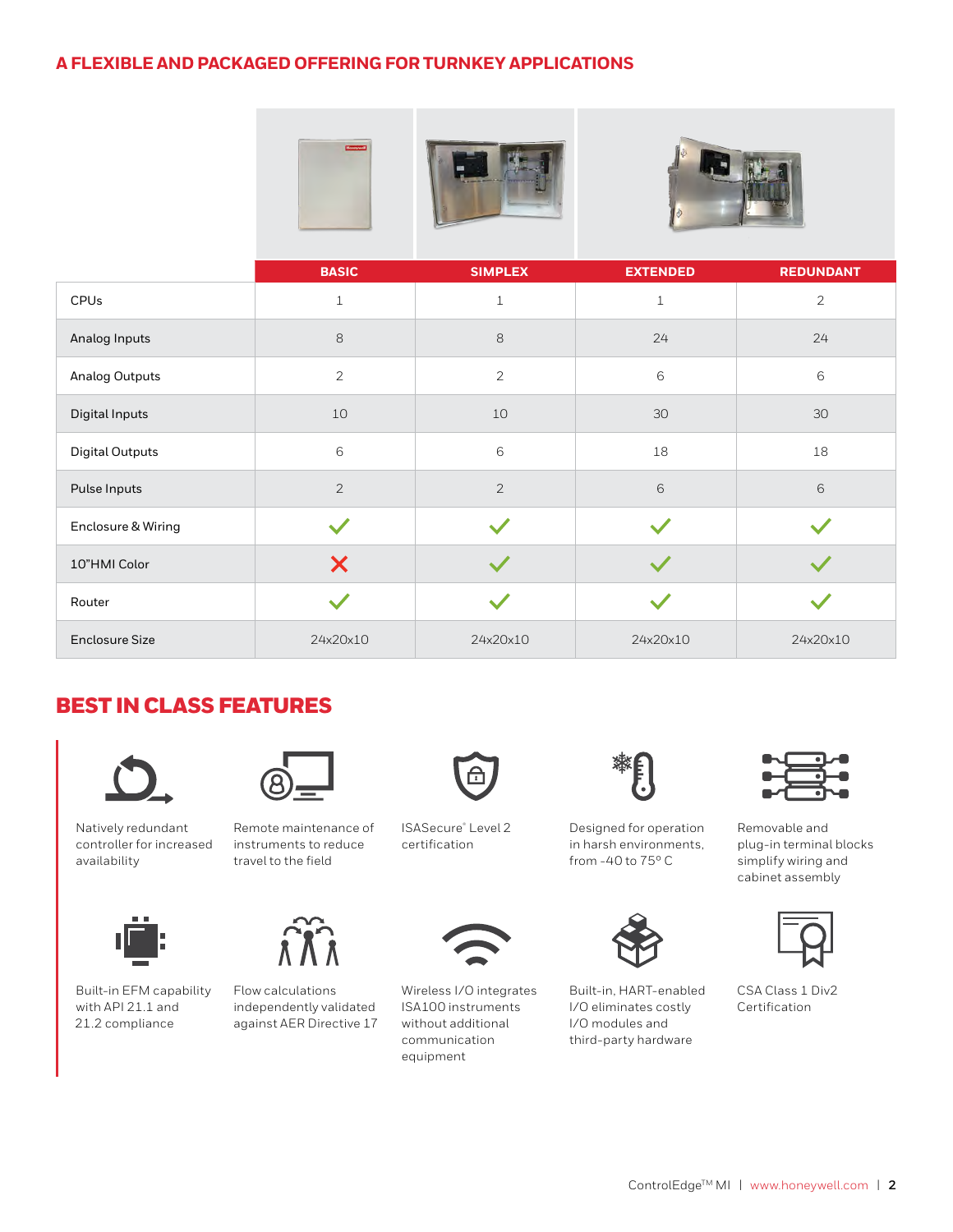## A FLEXIBLE AND PACKAGED OFFERING FOR TURNKEY APPLICATIONS

| | BASIC | SIMPLEX | EXTENDED | REDUNDANT |
|---|---|---|---|---|
| CPUs | 1 | 1 | 1 | 2 |
| Analog Inputs | 8 | 8 | 24 | 24 |
| Analog Outputs | 2 | 2 | 6 | 6 |
| Digital Inputs | 10 | 10 | 30 | 30 |
| Digital Outputs | 6 | 6 | 18 | 18 |
| Pulse Inputs | 2 | 2 | 6 | 6 |
| Enclosure & Wiring | ✓ | ✓ | ✓ | ✓ |
| 10"HMI Color | ✗ | ✓ | ✓ | ✓ |
| Router | ✓ | ✓ | ✓ | ✓ |
| Enclosure Size | 24x20x10 | 24x20x10 | 24x20x10 | 24x20x10 |

## BEST IN CLASS FEATURES

- Natively redundant controller for increased availability
- Remote maintenance of instruments to reduce travel to the field
- ISASecure® Level 2 certification
- Designed for operation in harsh environments, from -40 to 75° C
- Removable and plug-in terminal blocks simplify wiring and cabinet assembly
- Built-in EFM capability with API 21.1 and 21.2 compliance
- Flow calculations independently validated against AER Directive 17
- Wireless I/O integrates ISA100 instruments without additional communication equipment
- Built-in, HART-enabled I/O eliminates costly I/O modules and third-party hardware
- CSA Class 1 Div2 Certification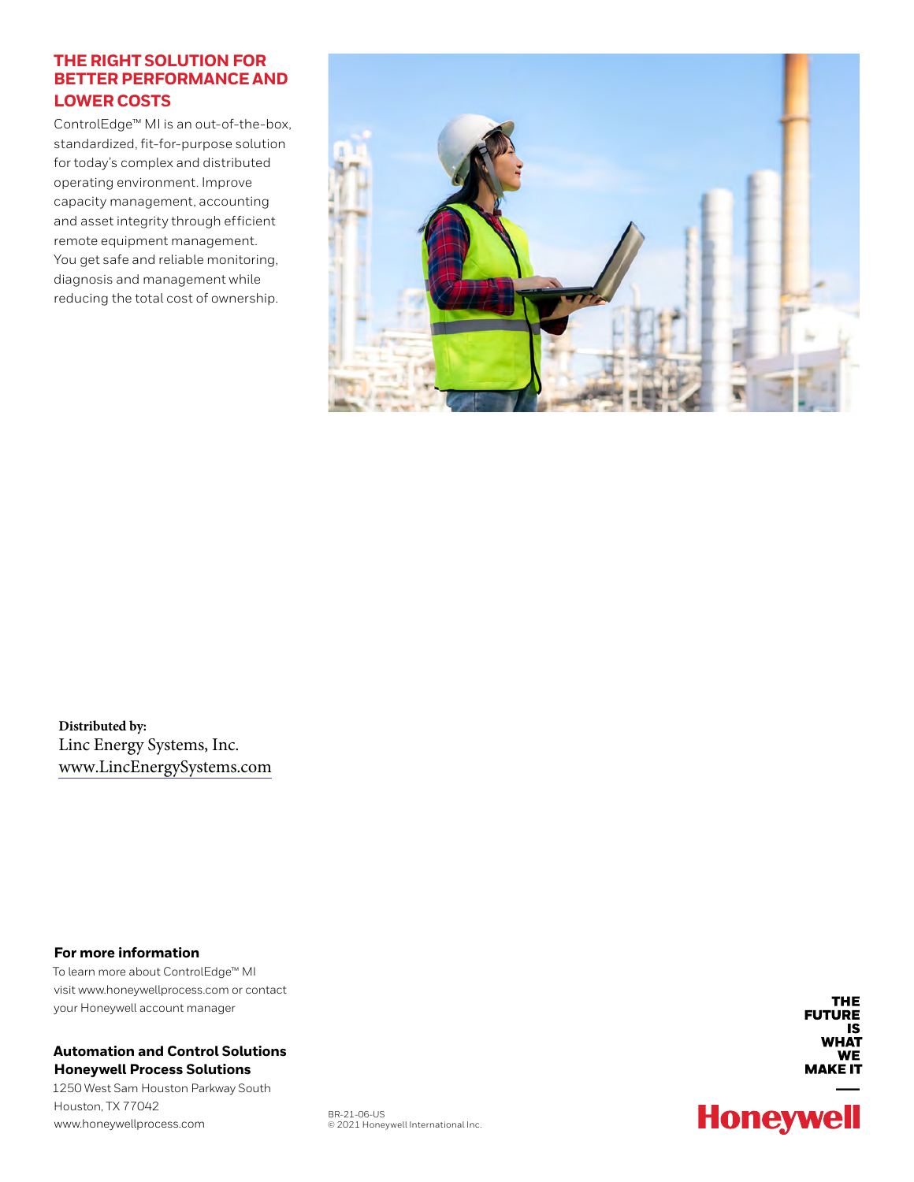## THE RIGHT SOLUTION FOR BETTER PERFORMANCE AND LOWER COSTS

ControlEdge™ MI is an out-of-the-box, standardized, fit-for-purpose solution for today's complex and distributed operating environment. Improve capacity management, accounting and asset integrity through efficient remote equipment management. You get safe and reliable monitoring, diagnosis and management while reducing the total cost of ownership.

**Distributed by:**
Linc Energy Systems, Inc.
www.LincEnergySystems.com

**For more information**

To learn more about ControlEdge™ MI visit www.honeywellprocess.com or contact your Honeywell account manager

**Automation and Control Solutions**
**Honeywell Process Solutions**
1250 West Sam Houston Parkway South
Houston, TX 77042
www.honeywellprocess.com

BR-21-06-US
© 2021 Honeywell International Inc.

**THE FUTURE IS WHAT WE MAKE IT**

**Honeywell**